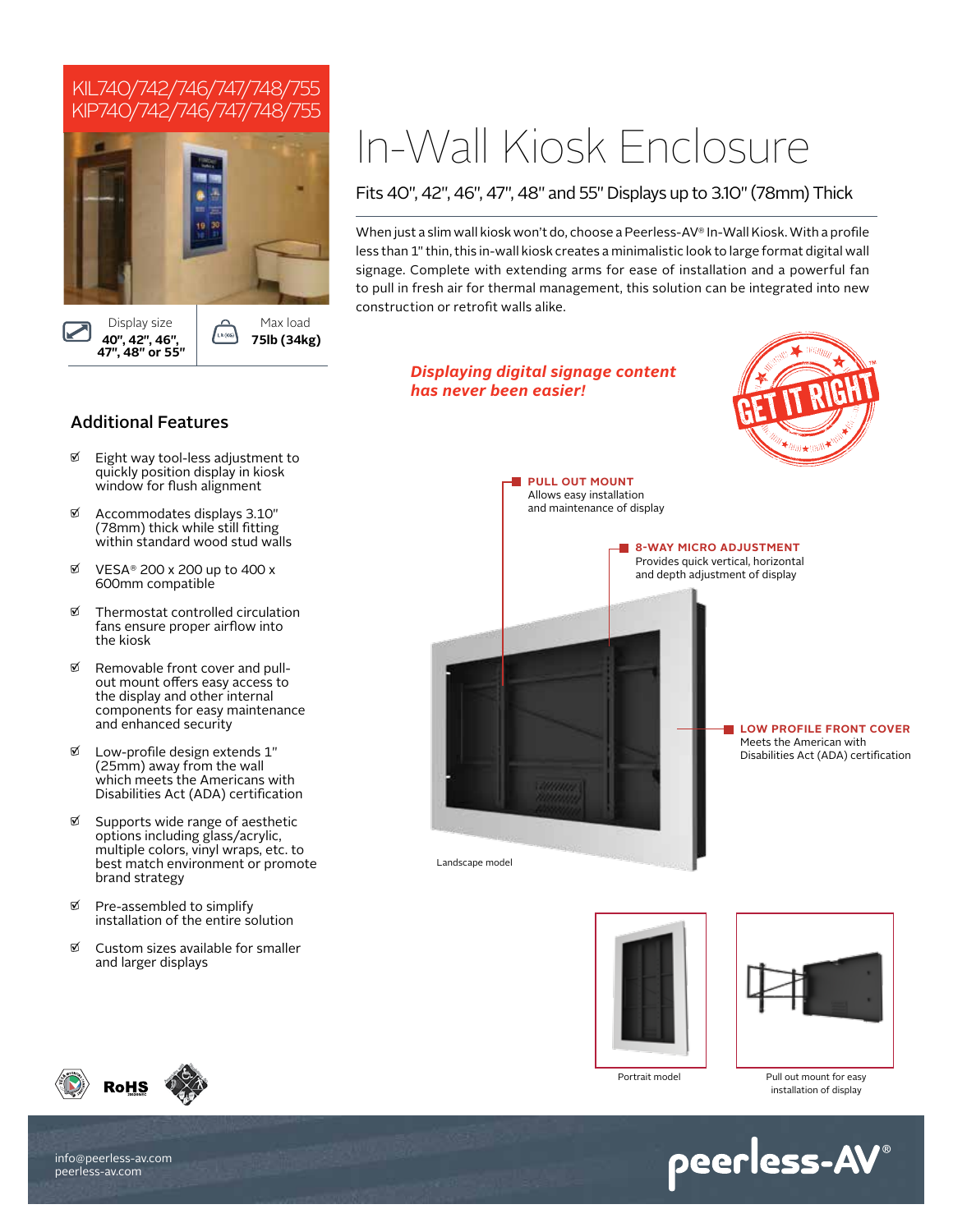KIL740/742/746/747/748/755
KIP740/742/746/747/748/755

# In-Wall Kiosk Enclosure

## Fits 40", 42", 46", 47", 48" and 55" Displays up to 3.10" (78mm) Thick

When just a slim wall kiosk won't do, choose a Peerless-AV® In-Wall Kiosk. With a profile less than 1" thin, this in-wall kiosk creates a minimalistic look to large format digital wall signage. Complete with extending arms for ease of installation and a powerful fan to pull in fresh air for thermal management, this solution can be integrated into new construction or retrofit walls alike.

| Display size | Max load |
|---|---|
| 40", 42", 46", 47", 48" or 55" | 75lb (34kg) |

*Displaying digital signage content has never been easier!*

GET IT RIGHT™

## Additional Features

- Eight way tool-less adjustment to quickly position display in kiosk window for flush alignment
- Accommodates displays 3.10" (78mm) thick while still fitting within standard wood stud walls
- VESA® 200 x 200 up to 400 x 600mm compatible
- Thermostat controlled circulation fans ensure proper airflow into the kiosk
- Removable front cover and pull-out mount offers easy access to the display and other internal components for easy maintenance and enhanced security
- Low-profile design extends 1" (25mm) away from the wall which meets the Americans with Disabilities Act (ADA) certification
- Supports wide range of aesthetic options including glass/acrylic, multiple colors, vinyl wraps, etc. to best match environment or promote brand strategy
- Pre-assembled to simplify installation of the entire solution
- Custom sizes available for smaller and larger displays

**PULL OUT MOUNT**
Allows easy installation and maintenance of display

**8-WAY MICRO ADJUSTMENT**
Provides quick vertical, horizontal and depth adjustment of display

**LOW PROFILE FRONT COVER**
Meets the American with Disabilities Act (ADA) certification

Landscape model

Portrait model

Pull out mount for easy installation of display

RoHS

info@peerless-av.com
peerless-av.com

peerless-AV®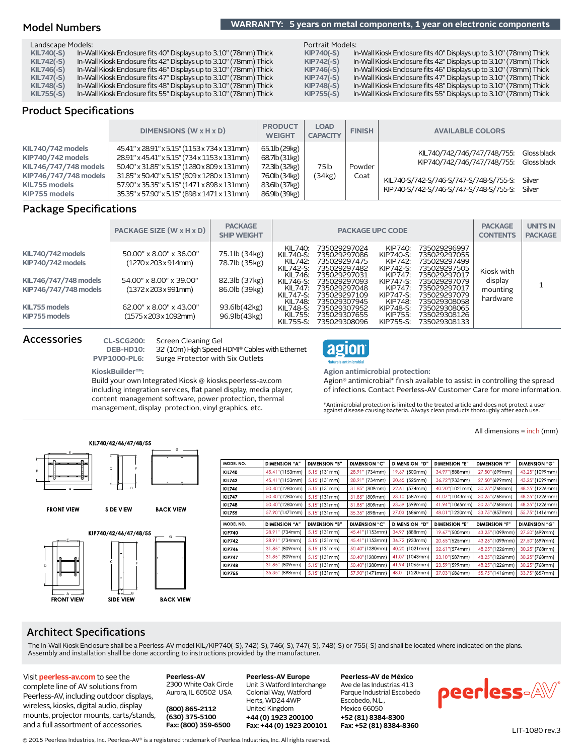## Model Numbers

**WARRANTY: 5 years on metal components, 1 year on electronic components**

Landscape Models:

| | |
|---|---|
| **KIL740(-S)** | In-Wall Kiosk Enclosure fits 40" Displays up to 3.10" (78mm) Thick |
| **KIL742(-S)** | In-Wall Kiosk Enclosure fits 42" Displays up to 3.10" (78mm) Thick |
| **KIL746(-S)** | In-Wall Kiosk Enclosure fits 46" Displays up to 3.10" (78mm) Thick |
| **KIL747(-S)** | In-Wall Kiosk Enclosure fits 47" Displays up to 3.10" (78mm) Thick |
| **KIL748(-S)** | In-Wall Kiosk Enclosure fits 48" Displays up to 3.10" (78mm) Thick |
| **KIL755(-S)** | In-Wall Kiosk Enclosure fits 55" Displays up to 3.10" (78mm) Thick |

Portrait Models:

| | |
|---|---|
| **KIP740(-S)** | In-Wall Kiosk Enclosure fits 40" Displays up to 3.10" (78mm) Thick |
| **KIP742(-S)** | In-Wall Kiosk Enclosure fits 42" Displays up to 3.10" (78mm) Thick |
| **KIP746(-S)** | In-Wall Kiosk Enclosure fits 46" Displays up to 3.10" (78mm) Thick |
| **KIP747(-S)** | In-Wall Kiosk Enclosure fits 47" Displays up to 3.10" (78mm) Thick |
| **KIP748(-S)** | In-Wall Kiosk Enclosure fits 48" Displays up to 3.10" (78mm) Thick |
| **KIP755(-S)** | In-Wall Kiosk Enclosure fits 55" Displays up to 3.10" (78mm) Thick |

## Product Specifications

| | DIMENSIONS (W x H x D) | PRODUCT WEIGHT | LOAD CAPACITY | FINISH | AVAILABLE COLORS |
|---|---|---|---|---|---|
| **KIL740/742 models** | 45.41" x 28.91" x 5.15" (1153 x 734 x 131mm) | 65.1lb (29kg) | 75lb (34kg) | Powder Coat | KIL740/742/746/747/748/755: Gloss black |
| **KIP740/742 models** | 28.91" x 45.41" x 5.15" (734 x 1153 x 131mm) | 68.7lb (31kg) | | | KIP740/742/746/747/748/755: Gloss black |
| **KIL746/747/748 models** | 50.40" x 31.85" x 5.15" (1280 x 809 x 131mm) | 72.3lb (32kg) | | | KIL740-S/742-S/746-S/747-S/748-S/755-S: Silver |
| **KIP746/747/748 models** | 31.85" x 50.40" x 5.15" (809 x 1280 x 131mm) | 76.0lb (34kg) | | | KIP740-S/742-S/746-S/747-S/748-S/755-S: Silver |
| **KIL755 models** | 57.90" x 35.35" x 5.15" (1471 x 898 x 131mm) | 83.6lb (37kg) | | | |
| **KIP755 models** | 35.35" x 57.90" x 5.15" (898 x 1471 x 131mm) | 86.9lb (39kg) | | | |

## Package Specifications

| | PACKAGE SIZE (W x H x D) | PACKAGE SHIP WEIGHT | PACKAGE UPC CODE | PACKAGE CONTENTS | UNITS IN PACKAGE |
|---|---|---|---|---|---|
| **KIL740/742 models** | 50.00" x 8.00" x 36.00" (1270 x 203 x 914mm) | 75.1lb (34kg) | KIL740: 735029297024; KIL740-S: 735029297086; KIL742: 735029297475; KIL742-S: 735029297482; KIP740: 735029296997; KIP740-S: 735029297055; KIP742: 735029297499; KIP742-S: 735029297505 | Kiosk with display mounting hardware | 1 |
| **KIP740/742 models** | | 78.7lb (35kg) | | | |
| **KIL746/747/748 models** | 54.00" x 8.00" x 39.00" (1372 x 203 x 991mm) | 82.3lb (37kg) | KIL746: 735029297031; KIL746-S: 735029297093; KIL747: 735029297048; KIL747-S: 735029297109; KIL748: 735029307945; KIL748-S: 735029307952; KIP747: 735029297017; KIP747-S: 735029297079; KIP747: 735029297017; KIP747-S: 735029297079; KIP748: 735029308058; KIP748-S: 735029308065 | | |
| **KIP746/747/748 models** | | 86.0lb (39kg) | | | |
| **KIL755 models** | 62.00" x 8.00" x 43.00" (1575 x 203 x 1092mm) | 93.6lb (42kg) | KIL755: 735029307655; KIL755-S: 735029308096; KIP755: 735029308126; KIP755-S: 735029308133 | | |
| **KIP755 models** | | 96.9lb (43kg) | | | |

## Accessories

| | |
|---|---|
| **CL-SCG200:** | Screen Cleaning Gel |
| **DEB-HD10:** | 32' (10m) High Speed HDMI® Cables with Ethernet |
| **PVP1000-PL6:** | Surge Protector with Six Outlets |

**KioskBuilder™:**
Build your own Integrated Kiosk @ kiosks.peerless-av.com including integration services, flat panel display, media player, content management software, power protection, thermal management, display protection, vinyl graphics, etc.

agion
Nature's antimicrobial

**Agion antimicrobial protection:**
Agion® antimicrobial* finish available to assist in controlling the spread of infections. Contact Peerless-AV Customer Care for more information.

*Antimicrobial protection is limited to the treated article and does not protect a user against disease causing bacteria. Always clean products thoroughly after each use.

All dimensions = inch (mm)

KIL740/42/46/47/48/55

FRONT VIEW SIDE VIEW BACK VIEW

KIP740/42/46/47/48/55

FRONT VIEW SIDE VIEW BACK VIEW

| MODEL NO. | DIMENSION "A" | DIMENSION "B" | DIMENSION "C" | DIMENSION "D" | DIMENSION "E" | DIMENSION "F" | DIMENSION "G" |
|---|---|---|---|---|---|---|---|
| KIL740 | 45.41" (1153mm) | 5.15" (131mm) | 28.91" (734mm) | 19.67" (500mm) | 34.97" (888mm) | 27.50" (699mm) | 43.25" (1099mm) |
| KIL742 | 45.41" (1153mm) | 5.15" (131mm) | 28.91" (734mm) | 20.65" (525mm) | 36.72" (933mm) | 27.50" (699mm) | 43.25" (1099mm) |
| KIL746 | 50.40" (1280mm) | 5.15" (131mm) | 31.85" (809mm) | 22.61" (574mm) | 40.20" (1021mm) | 30.25" (768mm) | 48.25" (1226mm) |
| KIL747 | 50.40" (1280mm) | 5.15" (131mm) | 31.85" (809mm) | 23.10" (587mm) | 41.07" (1043mm) | 30.25" (768mm) | 48.25" (1226mm) |
| KIL748 | 50.40" (1280mm) | 5.15" (131mm) | 31.85" (809mm) | 23.59" (599mm) | 41.94" (1065mm) | 30.25" (768mm) | 48.25" (1226mm) |
| KIL755 | 57.90" (1471mm) | 5.15" (131mm) | 35.35" (898mm) | 27.03" (686mm) | 48.01" (1220mm) | 33.75" (857mm) | 55.75" (1416mm) |

| MODEL NO. | DIMENSION "A" | DIMENSION "B" | DIMENSION "C" | DIMENSION "D" | DIMENSION "E" | DIMENSION "F" | DIMENSION "G" |
|---|---|---|---|---|---|---|---|
| KIP740 | 28.91" (734mm) | 5.15" (131mm) | 45.41" (1153mm) | 34.97" (888mm) | 19.67" (500mm) | 43.25" (1099mm) | 27.50" (699mm) |
| KIP742 | 28.91" (734mm) | 5.15" (131mm) | 45.41" (1153mm) | 36.72" (933mm) | 20.65" (525mm) | 43.25" (1099mm) | 27.50" (699mm) |
| KIP746 | 31.85" (809mm) | 5.15" (131mm) | 50.40" (1280mm) | 40.20" (1021mm) | 22.61" (574mm) | 48.25" (1226mm) | 30.25" (768mm) |
| KIP747 | 31.85" (809mm) | 5.15" (131mm) | 50.40" (1280mm) | 41.07" (1043mm) | 23.10" (587mm) | 48.25" (1226mm) | 30.25" (768mm) |
| KIP748 | 31.85" (809mm) | 5.15" (131mm) | 50.40" (1280mm) | 41.94" (1065mm) | 23.59" (599mm) | 48.25" (1226mm) | 30.25" (768mm) |
| KIP755 | 35.35" (898mm) | 5.15" (131mm) | 57.90" (1471mm) | 48.01" (1220mm) | 27.03" (686mm) | 55.75" (1416mm) | 33.75" (857mm) |

## Architect Specifications

The In-Wall Kiosk Enclosure shall be a Peerless-AV model KIL/KIP740(-S), 742(-S), 746(-S), 747(-S), 748(-S) or 755(-S) and shall be located where indicated on the plans. Assembly and installation shall be done according to instructions provided by the manufacturer.

Visit **peerless-av.com** to see the complete line of AV solutions from Peerless-AV, including outdoor displays, wireless, kiosks, digital audio, display mounts, projector mounts, carts/stands, and a full assortment of accessories.

**Peerless-AV**
2300 White Oak Circle
Aurora, IL 60502 USA

**(800) 865-2112**
**(630) 375-5100**
**Fax: (800) 359-6500**

**Peerless-AV Europe**
Unit 3 Watford Interchange
Colonial Way, Watford
Herts, WD24 4WP
United Kingdom
**+44 (0) 1923 200100**
**Fax: +44 (0) 1923 200101**

**Peerless-AV de México**
Ave de las Industrias 413
Parque Industrial Escobedo
Escobedo, N.L.,
Mexico 66050
**+52 (81) 8384-8300**
**Fax: +52 (81) 8384-8360**

peerless-AV®

LIT-1080 rev.3

© 2015 Peerless Industries, Inc. Peerless-AV® is a registered trademark of Peerless Industries, Inc. All rights reserved.